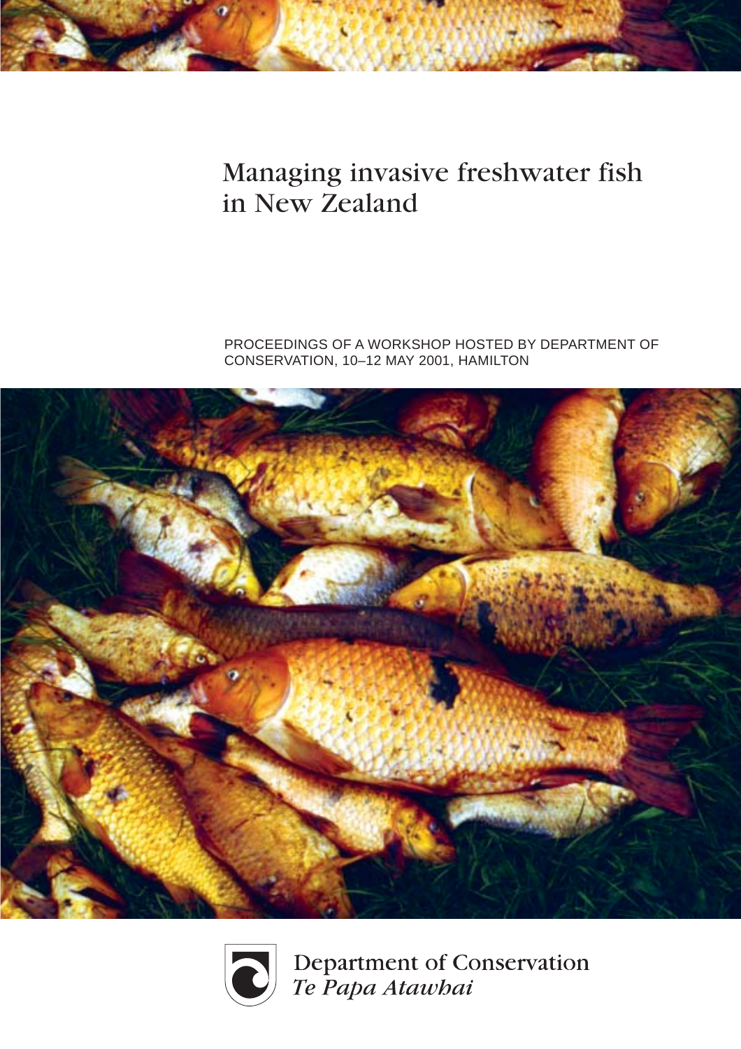# Managing invasive freshwater fish in New Zealand

PROCEEDINGS OF A WORKSHOP HOSTED BY DEPARTMENT OF CONSERVATION, 10–12 MAY 2001, HAMILTON

Department of Conservation
*Te Papa Atawhai*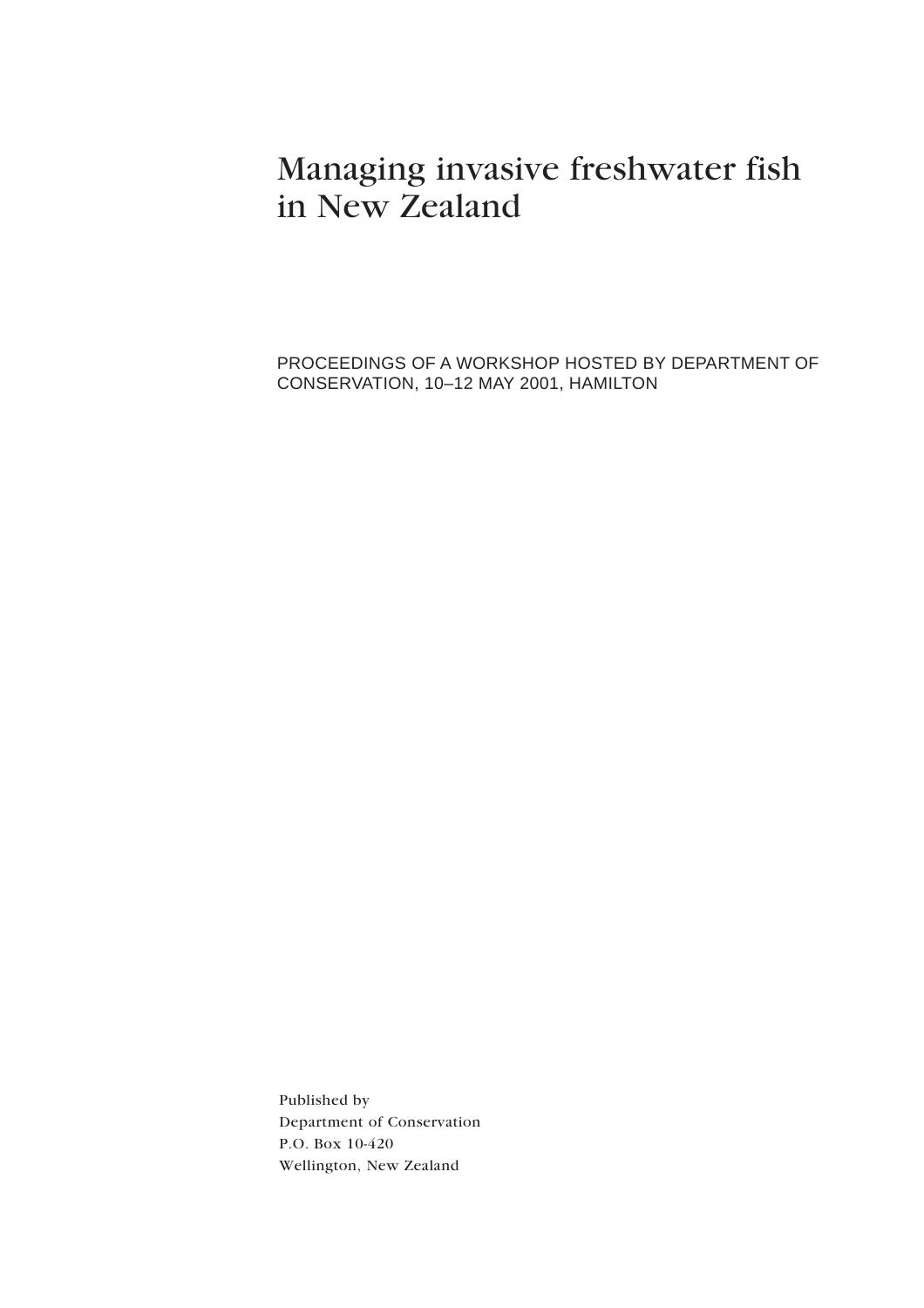# Managing invasive freshwater fish in New Zealand

PROCEEDINGS OF A WORKSHOP HOSTED BY DEPARTMENT OF CONSERVATION, 10–12 MAY 2001, HAMILTON

Published by
Department of Conservation
P.O. Box 10-420
Wellington, New Zealand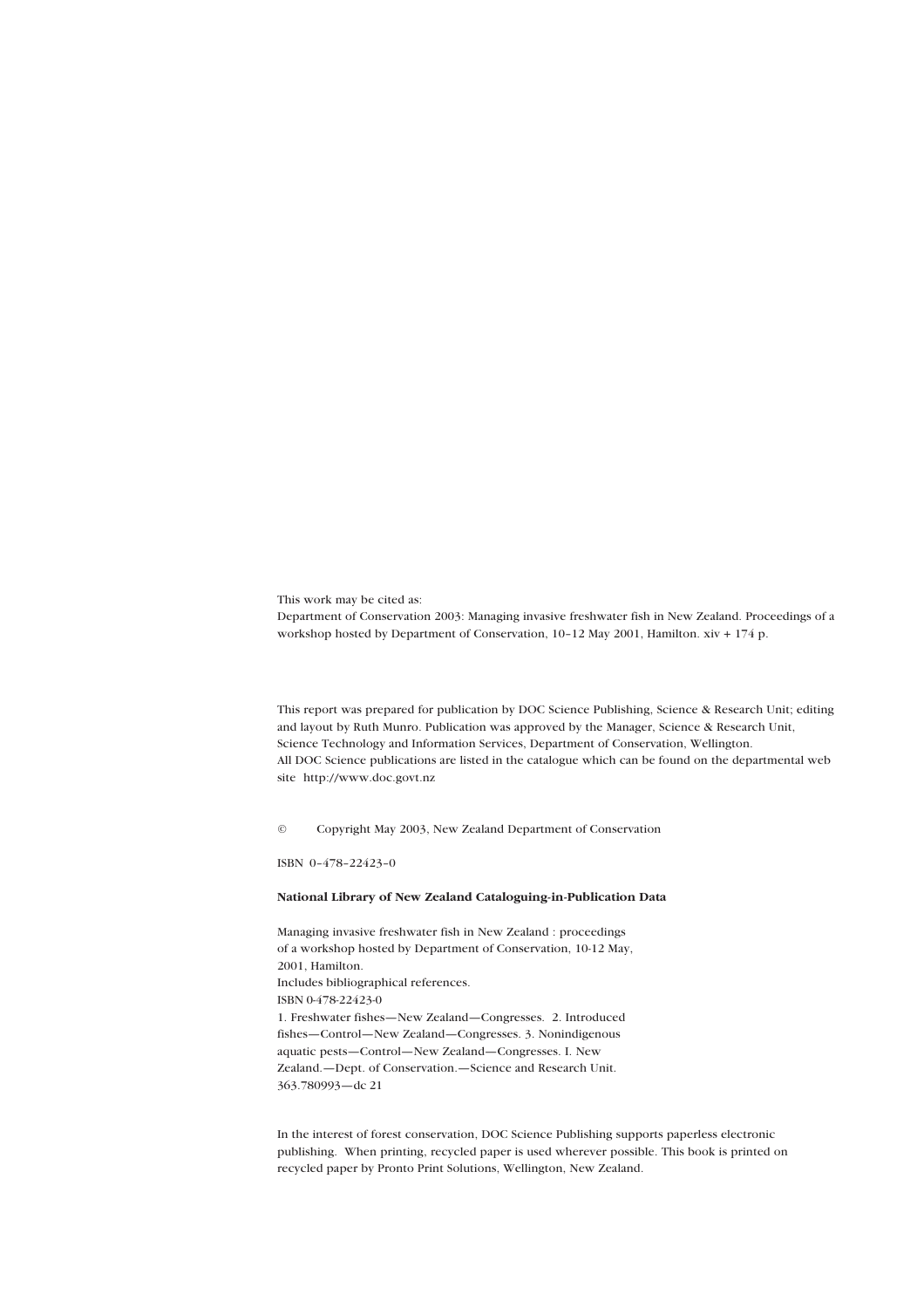This work may be cited as:

Department of Conservation 2003: Managing invasive freshwater fish in New Zealand. Proceedings of a workshop hosted by Department of Conservation, 10–12 May 2001, Hamilton. xiv + 174 p.

This report was prepared for publication by DOC Science Publishing, Science & Research Unit; editing and layout by Ruth Munro. Publication was approved by the Manager, Science & Research Unit, Science Technology and Information Services, Department of Conservation, Wellington.
All DOC Science publications are listed in the catalogue which can be found on the departmental web site http://www.doc.govt.nz

© Copyright May 2003, New Zealand Department of Conservation

ISBN 0–478–22423–0

**National Library of New Zealand Cataloguing-in-Publication Data**

Managing invasive freshwater fish in New Zealand : proceedings of a workshop hosted by Department of Conservation, 10-12 May, 2001, Hamilton.
Includes bibliographical references.
ISBN 0-478-22423-0
1. Freshwater fishes—New Zealand—Congresses. 2. Introduced fishes—Control—New Zealand—Congresses. 3. Nonindigenous aquatic pests—Control—New Zealand—Congresses. I. New Zealand.—Dept. of Conservation.—Science and Research Unit.
363.780993—dc 21

In the interest of forest conservation, DOC Science Publishing supports paperless electronic publishing. When printing, recycled paper is used wherever possible. This book is printed on recycled paper by Pronto Print Solutions, Wellington, New Zealand.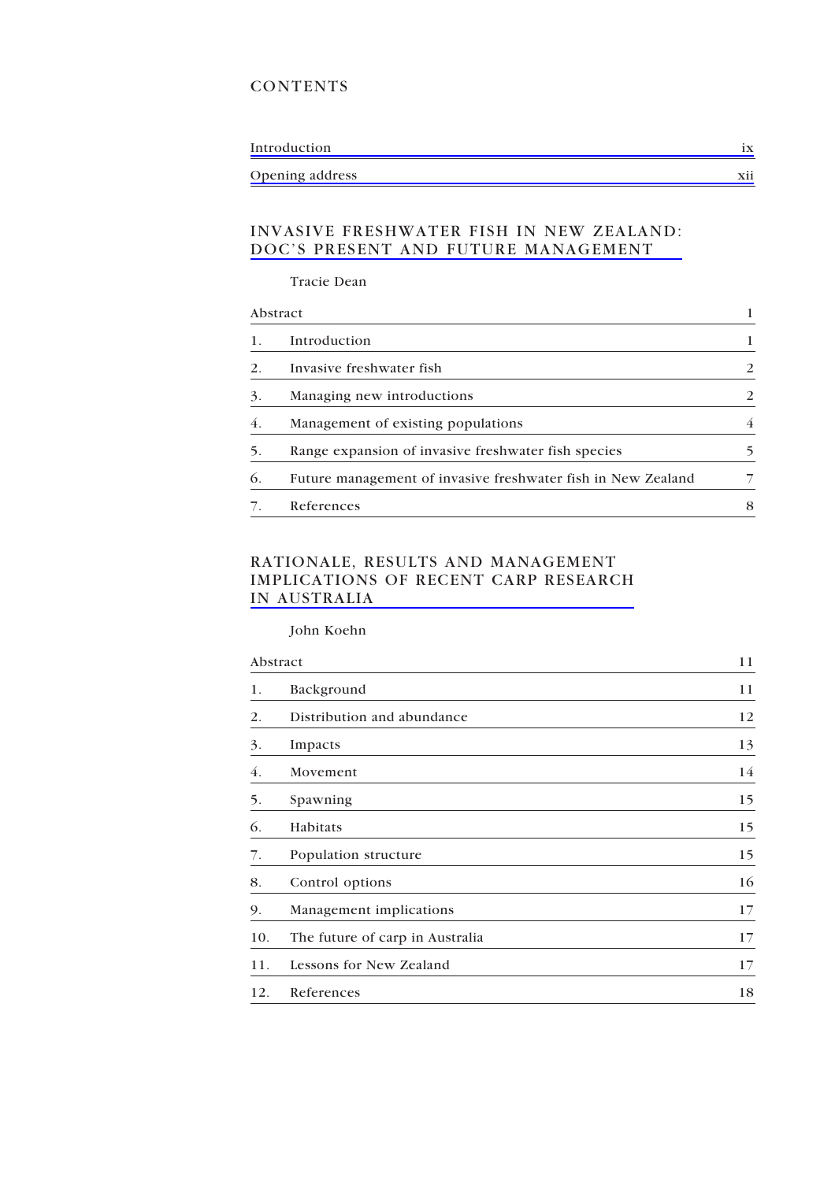# CONTENTS

| | |
|---|---|
| Introduction | ix |
| Opening address | xii |

## INVASIVE FRESHWATER FISH IN NEW ZEALAND: DOC'S PRESENT AND FUTURE MANAGEMENT

Tracie Dean

| | | |
|---|---|---|
| Abstract | | 1 |
| 1. | Introduction | 1 |
| 2. | Invasive freshwater fish | 2 |
| 3. | Managing new introductions | 2 |
| 4. | Management of existing populations | 4 |
| 5. | Range expansion of invasive freshwater fish species | 5 |
| 6. | Future management of invasive freshwater fish in New Zealand | 7 |
| 7. | References | 8 |

## RATIONALE, RESULTS AND MANAGEMENT IMPLICATIONS OF RECENT CARP RESEARCH IN AUSTRALIA

John Koehn

| | | |
|---|---|---|
| Abstract | | 11 |
| 1. | Background | 11 |
| 2. | Distribution and abundance | 12 |
| 3. | Impacts | 13 |
| 4. | Movement | 14 |
| 5. | Spawning | 15 |
| 6. | Habitats | 15 |
| 7. | Population structure | 15 |
| 8. | Control options | 16 |
| 9. | Management implications | 17 |
| 10. | The future of carp in Australia | 17 |
| 11. | Lessons for New Zealand | 17 |
| 12. | References | 18 |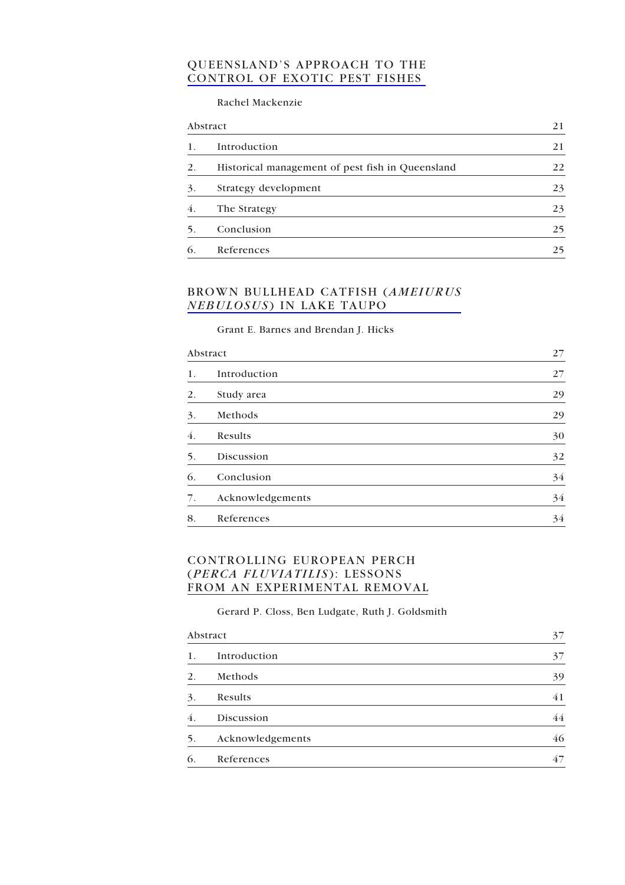## QUEENSLAND'S APPROACH TO THE CONTROL OF EXOTIC PEST FISHES

Rachel Mackenzie

| | | |
|---|---|---|
| Abstract | | 21 |
| 1. | Introduction | 21 |
| 2. | Historical management of pest fish in Queensland | 22 |
| 3. | Strategy development | 23 |
| 4. | The Strategy | 23 |
| 5. | Conclusion | 25 |
| 6. | References | 25 |

## BROWN BULLHEAD CATFISH (*AMEIURUS NEBULOSUS*) IN LAKE TAUPO

Grant E. Barnes and Brendan J. Hicks

| | | |
|---|---|---|
| Abstract | | 27 |
| 1. | Introduction | 27 |
| 2. | Study area | 29 |
| 3. | Methods | 29 |
| 4. | Results | 30 |
| 5. | Discussion | 32 |
| 6. | Conclusion | 34 |
| 7. | Acknowledgements | 34 |
| 8. | References | 34 |

## CONTROLLING EUROPEAN PERCH (*PERCA FLUVIATILIS*): LESSONS FROM AN EXPERIMENTAL REMOVAL

Gerard P. Closs, Ben Ludgate, Ruth J. Goldsmith

| | | |
|---|---|---|
| Abstract | | 37 |
| 1. | Introduction | 37 |
| 2. | Methods | 39 |
| 3. | Results | 41 |
| 4. | Discussion | 44 |
| 5. | Acknowledgements | 46 |
| 6. | References | 47 |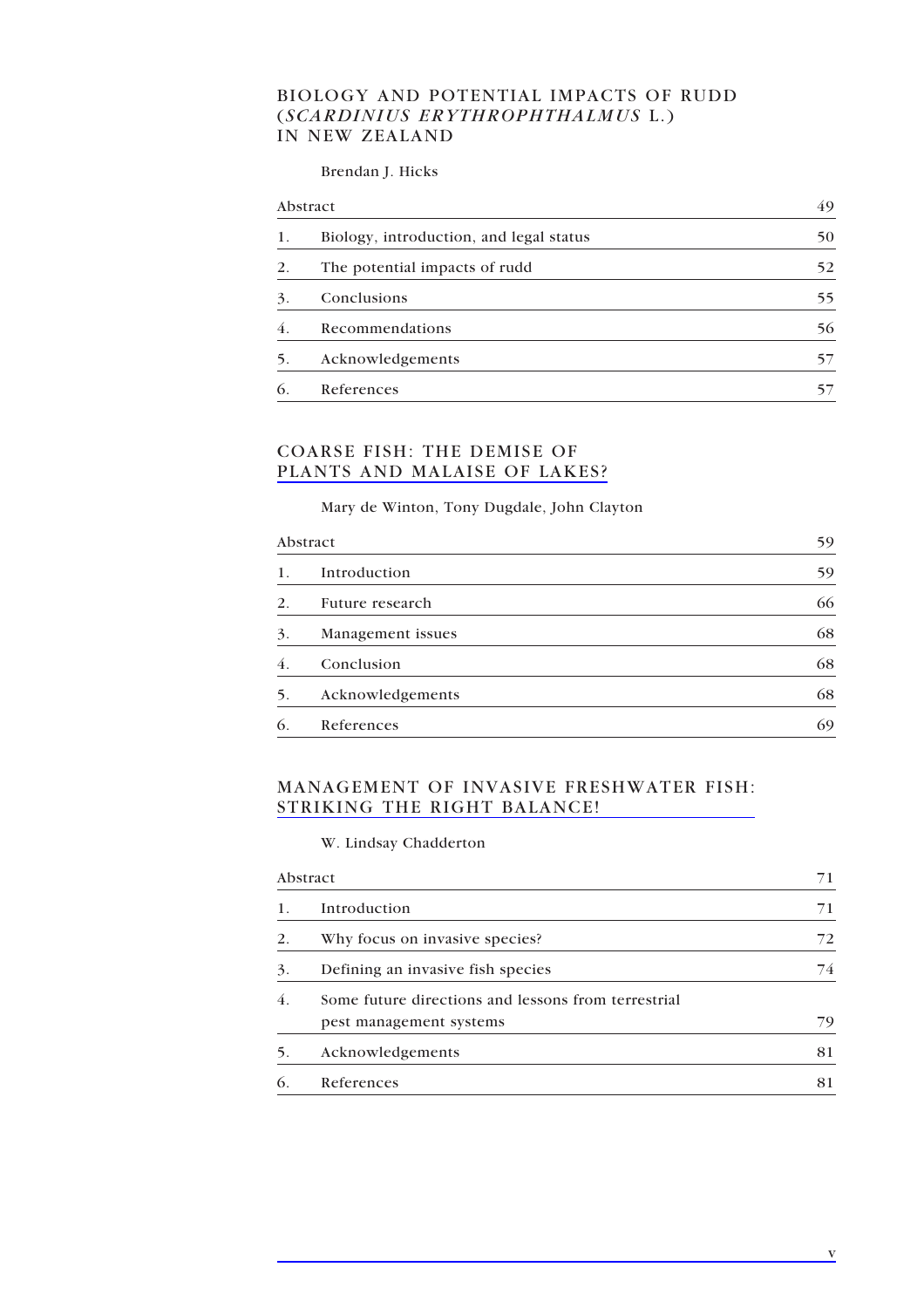## BIOLOGY AND POTENTIAL IMPACTS OF RUDD (*SCARDINIUS ERYTHROPHTHALMUS* L.) IN NEW ZEALAND

Brendan J. Hicks

| | | |
|---|---|---|
| Abstract | | 49 |
| 1. | Biology, introduction, and legal status | 50 |
| 2. | The potential impacts of rudd | 52 |
| 3. | Conclusions | 55 |
| 4. | Recommendations | 56 |
| 5. | Acknowledgements | 57 |
| 6. | References | 57 |

## COARSE FISH: THE DEMISE OF PLANTS AND MALAISE OF LAKES?

Mary de Winton, Tony Dugdale, John Clayton

| | | |
|---|---|---|
| Abstract | | 59 |
| 1. | Introduction | 59 |
| 2. | Future research | 66 |
| 3. | Management issues | 68 |
| 4. | Conclusion | 68 |
| 5. | Acknowledgements | 68 |
| 6. | References | 69 |

## MANAGEMENT OF INVASIVE FRESHWATER FISH: STRIKING THE RIGHT BALANCE!

W. Lindsay Chadderton

| | | |
|---|---|---|
| Abstract | | 71 |
| 1. | Introduction | 71 |
| 2. | Why focus on invasive species? | 72 |
| 3. | Defining an invasive fish species | 74 |
| 4. | Some future directions and lessons from terrestrial pest management systems | 79 |
| 5. | Acknowledgements | 81 |
| 6. | References | 81 |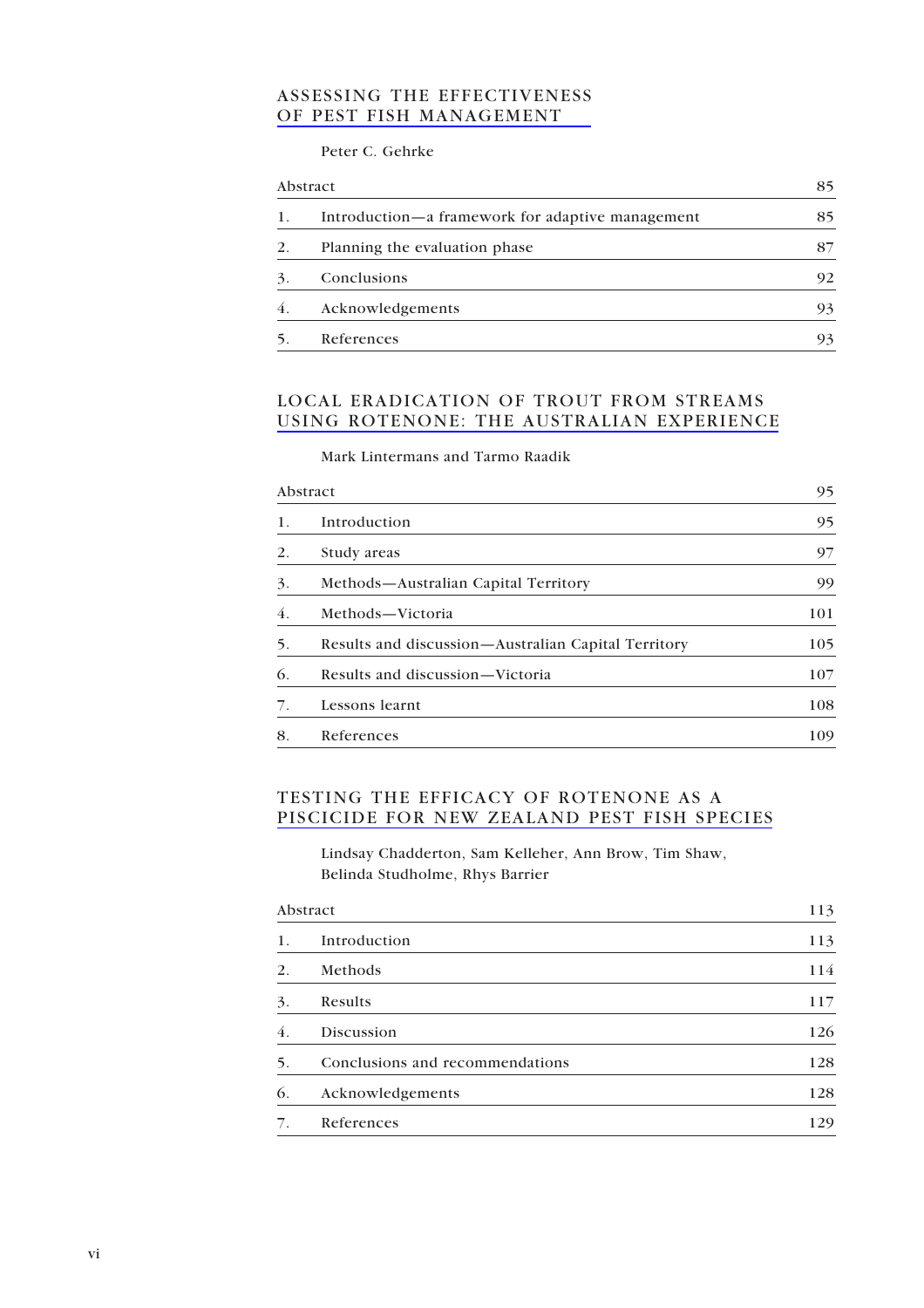## ASSESSING THE EFFECTIVENESS OF PEST FISH MANAGEMENT

Peter C. Gehrke

| | | |
|---|---|---|
| Abstract | | 85 |
| 1. | Introduction—a framework for adaptive management | 85 |
| 2. | Planning the evaluation phase | 87 |
| 3. | Conclusions | 92 |
| 4. | Acknowledgements | 93 |
| 5. | References | 93 |

## LOCAL ERADICATION OF TROUT FROM STREAMS USING ROTENONE: THE AUSTRALIAN EXPERIENCE

Mark Lintermans and Tarmo Raadik

| | | |
|---|---|---|
| Abstract | | 95 |
| 1. | Introduction | 95 |
| 2. | Study areas | 97 |
| 3. | Methods—Australian Capital Territory | 99 |
| 4. | Methods—Victoria | 101 |
| 5. | Results and discussion—Australian Capital Territory | 105 |
| 6. | Results and discussion—Victoria | 107 |
| 7. | Lessons learnt | 108 |
| 8. | References | 109 |

## TESTING THE EFFICACY OF ROTENONE AS A PISCICIDE FOR NEW ZEALAND PEST FISH SPECIES

Lindsay Chadderton, Sam Kelleher, Ann Brow, Tim Shaw, Belinda Studholme, Rhys Barrier

| | | |
|---|---|---|
| Abstract | | 113 |
| 1. | Introduction | 113 |
| 2. | Methods | 114 |
| 3. | Results | 117 |
| 4. | Discussion | 126 |
| 5. | Conclusions and recommendations | 128 |
| 6. | Acknowledgements | 128 |
| 7. | References | 129 |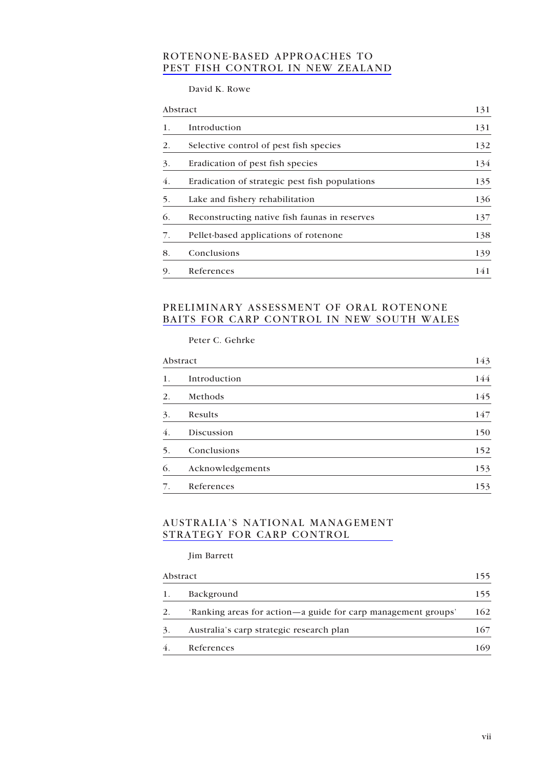## ROTENONE-BASED APPROACHES TO PEST FISH CONTROL IN NEW ZEALAND

David K. Rowe

| | | |
|---|---|---|
| Abstract | | 131 |
| 1. | Introduction | 131 |
| 2. | Selective control of pest fish species | 132 |
| 3. | Eradication of pest fish species | 134 |
| 4. | Eradication of strategic pest fish populations | 135 |
| 5. | Lake and fishery rehabilitation | 136 |
| 6. | Reconstructing native fish faunas in reserves | 137 |
| 7. | Pellet-based applications of rotenone | 138 |
| 8. | Conclusions | 139 |
| 9. | References | 141 |

## PRELIMINARY ASSESSMENT OF ORAL ROTENONE BAITS FOR CARP CONTROL IN NEW SOUTH WALES

Peter C. Gehrke

| | | |
|---|---|---|
| Abstract | | 143 |
| 1. | Introduction | 144 |
| 2. | Methods | 145 |
| 3. | Results | 147 |
| 4. | Discussion | 150 |
| 5. | Conclusions | 152 |
| 6. | Acknowledgements | 153 |
| 7. | References | 153 |

## AUSTRALIA'S NATIONAL MANAGEMENT STRATEGY FOR CARP CONTROL

Jim Barrett

| | | |
|---|---|---|
| Abstract | | 155 |
| 1. | Background | 155 |
| 2. | 'Ranking areas for action—a guide for carp management groups' | 162 |
| 3. | Australia's carp strategic research plan | 167 |
| 4. | References | 169 |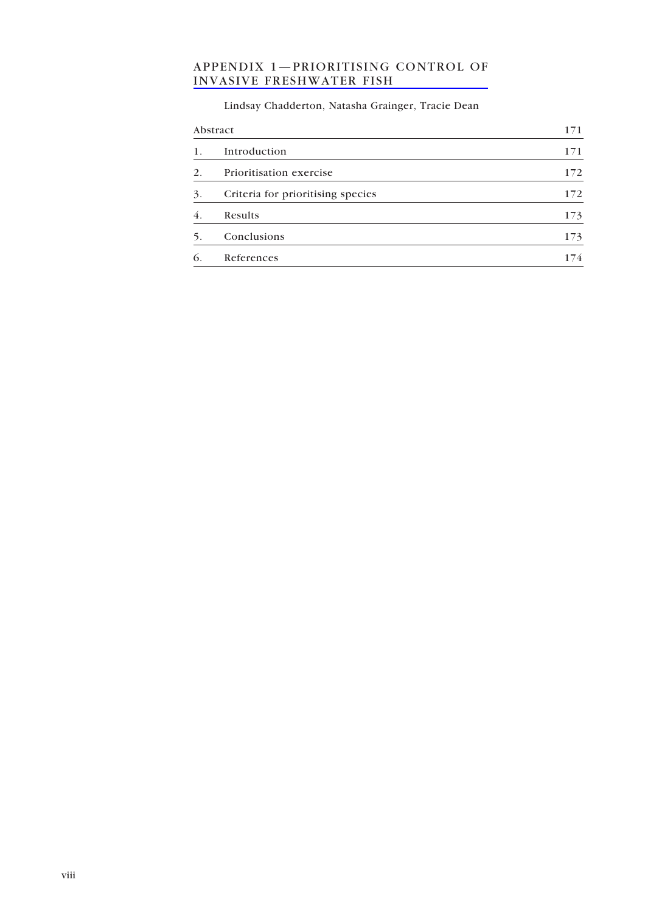## APPENDIX 1—PRIORITISING CONTROL OF INVASIVE FRESHWATER FISH

Lindsay Chadderton, Natasha Grainger, Tracie Dean

| | | |
|---|---|---|
| Abstract | | 171 |
| 1. | Introduction | 171 |
| 2. | Prioritisation exercise | 172 |
| 3. | Criteria for prioritising species | 172 |
| 4. | Results | 173 |
| 5. | Conclusions | 173 |
| 6. | References | 174 |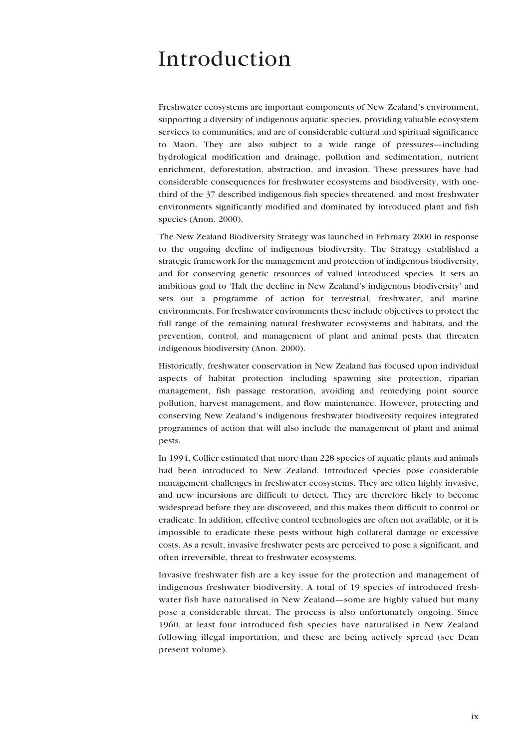# Introduction

Freshwater ecosystems are important components of New Zealand's environment, supporting a diversity of indigenous aquatic species, providing valuable ecosystem services to communities, and are of considerable cultural and spiritual significance to Maori. They are also subject to a wide range of pressures—including hydrological modification and drainage, pollution and sedimentation, nutrient enrichment, deforestation, abstraction, and invasion. These pressures have had considerable consequences for freshwater ecosystems and biodiversity, with one-third of the 37 described indigenous fish species threatened, and most freshwater environments significantly modified and dominated by introduced plant and fish species (Anon. 2000).

The New Zealand Biodiversity Strategy was launched in February 2000 in response to the ongoing decline of indigenous biodiversity. The Strategy established a strategic framework for the management and protection of indigenous biodiversity, and for conserving genetic resources of valued introduced species. It sets an ambitious goal to 'Halt the decline in New Zealand's indigenous biodiversity' and sets out a programme of action for terrestrial, freshwater, and marine environments. For freshwater environments these include objectives to protect the full range of the remaining natural freshwater ecosystems and habitats, and the prevention, control, and management of plant and animal pests that threaten indigenous biodiversity (Anon. 2000).

Historically, freshwater conservation in New Zealand has focused upon individual aspects of habitat protection including spawning site protection, riparian management, fish passage restoration, avoiding and remedying point source pollution, harvest management, and flow maintenance. However, protecting and conserving New Zealand's indigenous freshwater biodiversity requires integrated programmes of action that will also include the management of plant and animal pests.

In 1994, Collier estimated that more than 228 species of aquatic plants and animals had been introduced to New Zealand. Introduced species pose considerable management challenges in freshwater ecosystems. They are often highly invasive, and new incursions are difficult to detect. They are therefore likely to become widespread before they are discovered, and this makes them difficult to control or eradicate. In addition, effective control technologies are often not available, or it is impossible to eradicate these pests without high collateral damage or excessive costs. As a result, invasive freshwater pests are perceived to pose a significant, and often irreversible, threat to freshwater ecosystems.

Invasive freshwater fish are a key issue for the protection and management of indigenous freshwater biodiversity. A total of 19 species of introduced freshwater fish have naturalised in New Zealand—some are highly valued but many pose a considerable threat. The process is also unfortunately ongoing. Since 1960, at least four introduced fish species have naturalised in New Zealand following illegal importation, and these are being actively spread (see Dean present volume).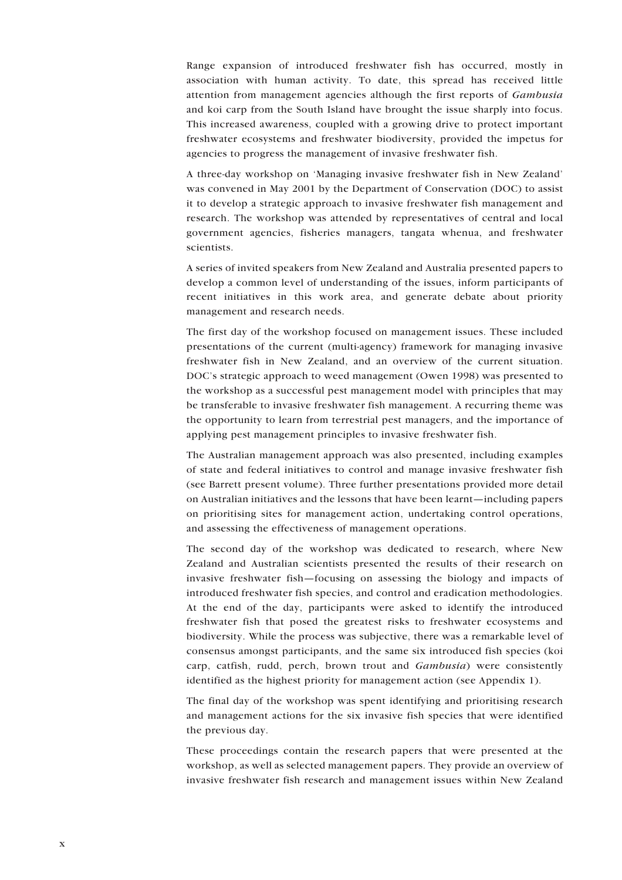Range expansion of introduced freshwater fish has occurred, mostly in association with human activity. To date, this spread has received little attention from management agencies although the first reports of *Gambusia* and koi carp from the South Island have brought the issue sharply into focus. This increased awareness, coupled with a growing drive to protect important freshwater ecosystems and freshwater biodiversity, provided the impetus for agencies to progress the management of invasive freshwater fish.

A three-day workshop on 'Managing invasive freshwater fish in New Zealand' was convened in May 2001 by the Department of Conservation (DOC) to assist it to develop a strategic approach to invasive freshwater fish management and research. The workshop was attended by representatives of central and local government agencies, fisheries managers, tangata whenua, and freshwater scientists.

A series of invited speakers from New Zealand and Australia presented papers to develop a common level of understanding of the issues, inform participants of recent initiatives in this work area, and generate debate about priority management and research needs.

The first day of the workshop focused on management issues. These included presentations of the current (multi-agency) framework for managing invasive freshwater fish in New Zealand, and an overview of the current situation. DOC's strategic approach to weed management (Owen 1998) was presented to the workshop as a successful pest management model with principles that may be transferable to invasive freshwater fish management. A recurring theme was the opportunity to learn from terrestrial pest managers, and the importance of applying pest management principles to invasive freshwater fish.

The Australian management approach was also presented, including examples of state and federal initiatives to control and manage invasive freshwater fish (see Barrett present volume). Three further presentations provided more detail on Australian initiatives and the lessons that have been learnt—including papers on prioritising sites for management action, undertaking control operations, and assessing the effectiveness of management operations.

The second day of the workshop was dedicated to research, where New Zealand and Australian scientists presented the results of their research on invasive freshwater fish—focusing on assessing the biology and impacts of introduced freshwater fish species, and control and eradication methodologies. At the end of the day, participants were asked to identify the introduced freshwater fish that posed the greatest risks to freshwater ecosystems and biodiversity. While the process was subjective, there was a remarkable level of consensus amongst participants, and the same six introduced fish species (koi carp, catfish, rudd, perch, brown trout and *Gambusia*) were consistently identified as the highest priority for management action (see Appendix 1).

The final day of the workshop was spent identifying and prioritising research and management actions for the six invasive fish species that were identified the previous day.

These proceedings contain the research papers that were presented at the workshop, as well as selected management papers. They provide an overview of invasive freshwater fish research and management issues within New Zealand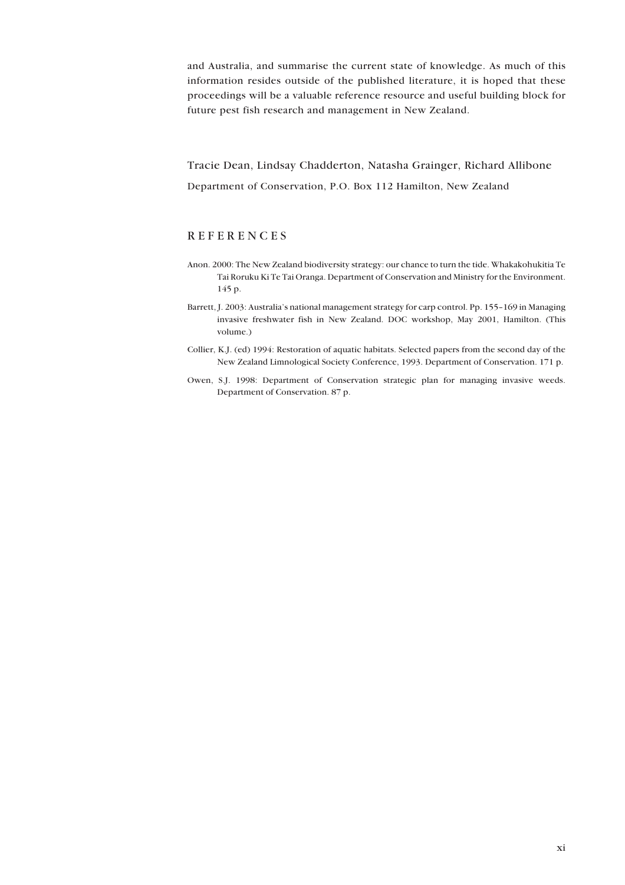and Australia, and summarise the current state of knowledge. As much of this information resides outside of the published literature, it is hoped that these proceedings will be a valuable reference resource and useful building block for future pest fish research and management in New Zealand.

Tracie Dean, Lindsay Chadderton, Natasha Grainger, Richard Allibone

Department of Conservation, P.O. Box 112 Hamilton, New Zealand

## REFERENCES

Anon. 2000: The New Zealand biodiversity strategy: our chance to turn the tide. Whakakohukitia Te Tai Roruku Ki Te Tai Oranga. Department of Conservation and Ministry for the Environment. 145 p.

Barrett, J. 2003: Australia's national management strategy for carp control. Pp. 155–169 in Managing invasive freshwater fish in New Zealand. DOC workshop, May 2001, Hamilton. (This volume.)

Collier, K.J. (ed) 1994: Restoration of aquatic habitats. Selected papers from the second day of the New Zealand Limnological Society Conference, 1993. Department of Conservation. 171 p.

Owen, S.J. 1998: Department of Conservation strategic plan for managing invasive weeds. Department of Conservation. 87 p.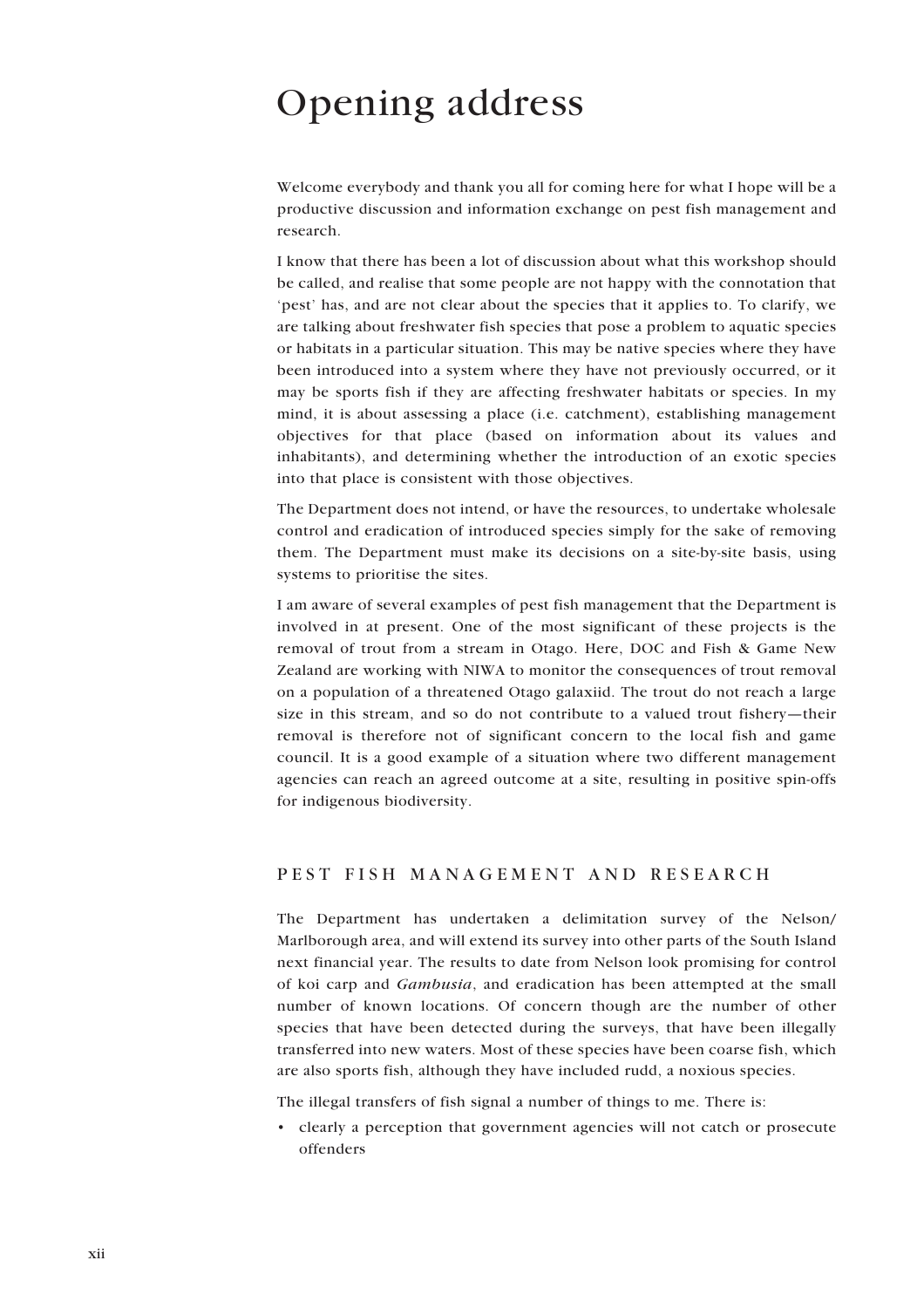# Opening address

Welcome everybody and thank you all for coming here for what I hope will be a productive discussion and information exchange on pest fish management and research.

I know that there has been a lot of discussion about what this workshop should be called, and realise that some people are not happy with the connotation that 'pest' has, and are not clear about the species that it applies to. To clarify, we are talking about freshwater fish species that pose a problem to aquatic species or habitats in a particular situation. This may be native species where they have been introduced into a system where they have not previously occurred, or it may be sports fish if they are affecting freshwater habitats or species. In my mind, it is about assessing a place (i.e. catchment), establishing management objectives for that place (based on information about its values and inhabitants), and determining whether the introduction of an exotic species into that place is consistent with those objectives.

The Department does not intend, or have the resources, to undertake wholesale control and eradication of introduced species simply for the sake of removing them. The Department must make its decisions on a site-by-site basis, using systems to prioritise the sites.

I am aware of several examples of pest fish management that the Department is involved in at present. One of the most significant of these projects is the removal of trout from a stream in Otago. Here, DOC and Fish & Game New Zealand are working with NIWA to monitor the consequences of trout removal on a population of a threatened Otago galaxiid. The trout do not reach a large size in this stream, and so do not contribute to a valued trout fishery—their removal is therefore not of significant concern to the local fish and game council. It is a good example of a situation where two different management agencies can reach an agreed outcome at a site, resulting in positive spin-offs for indigenous biodiversity.

## PEST FISH MANAGEMENT AND RESEARCH

The Department has undertaken a delimitation survey of the Nelson/Marlborough area, and will extend its survey into other parts of the South Island next financial year. The results to date from Nelson look promising for control of koi carp and *Gambusia*, and eradication has been attempted at the small number of known locations. Of concern though are the number of other species that have been detected during the surveys, that have been illegally transferred into new waters. Most of these species have been coarse fish, which are also sports fish, although they have included rudd, a noxious species.

The illegal transfers of fish signal a number of things to me. There is:

- clearly a perception that government agencies will not catch or prosecute offenders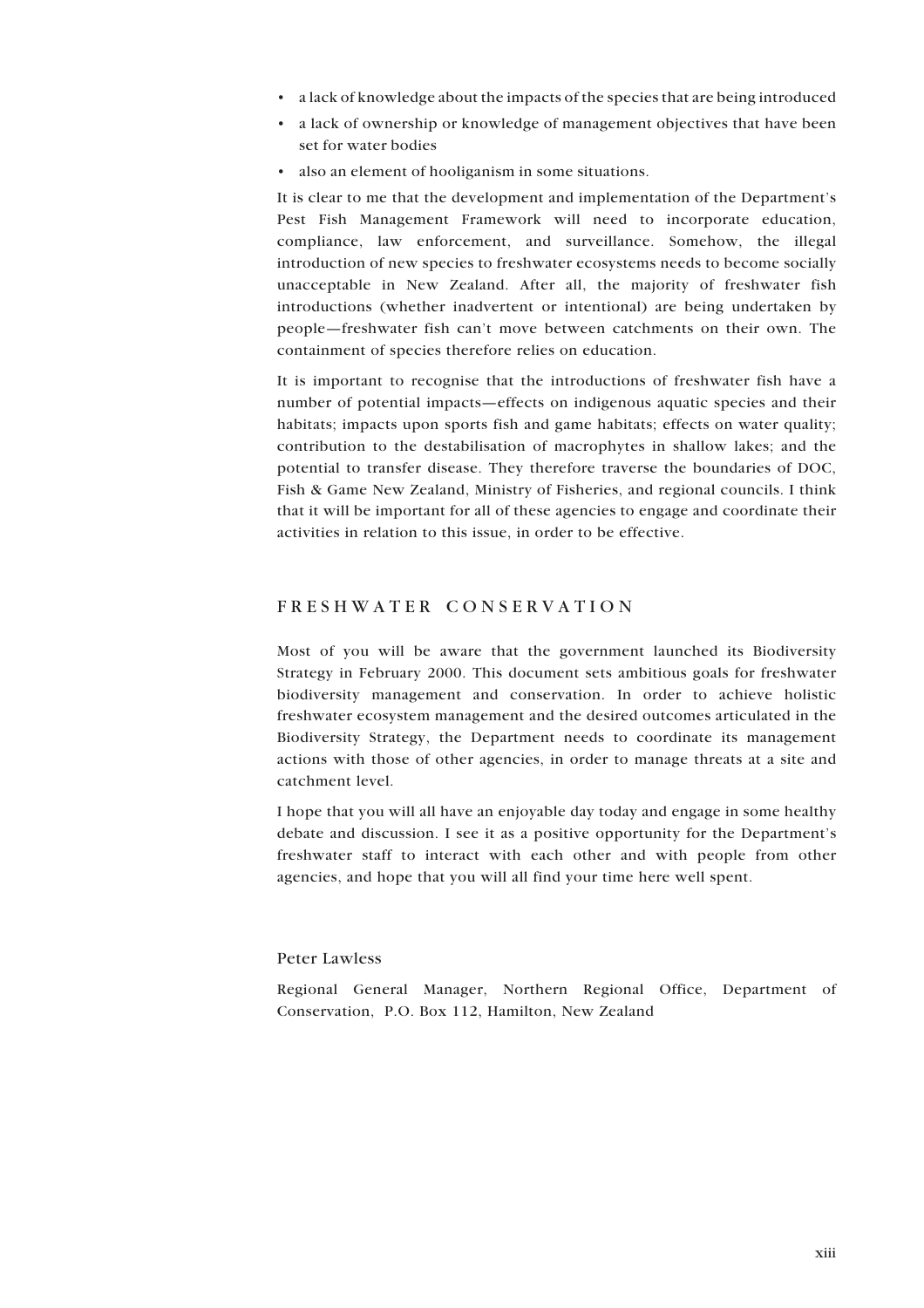- a lack of knowledge about the impacts of the species that are being introduced
- a lack of ownership or knowledge of management objectives that have been set for water bodies
- also an element of hooliganism in some situations.

It is clear to me that the development and implementation of the Department's Pest Fish Management Framework will need to incorporate education, compliance, law enforcement, and surveillance. Somehow, the illegal introduction of new species to freshwater ecosystems needs to become socially unacceptable in New Zealand. After all, the majority of freshwater fish introductions (whether inadvertent or intentional) are being undertaken by people—freshwater fish can't move between catchments on their own. The containment of species therefore relies on education.

It is important to recognise that the introductions of freshwater fish have a number of potential impacts—effects on indigenous aquatic species and their habitats; impacts upon sports fish and game habitats; effects on water quality; contribution to the destabilisation of macrophytes in shallow lakes; and the potential to transfer disease. They therefore traverse the boundaries of DOC, Fish & Game New Zealand, Ministry of Fisheries, and regional councils. I think that it will be important for all of these agencies to engage and coordinate their activities in relation to this issue, in order to be effective.

## FRESHWATER CONSERVATION

Most of you will be aware that the government launched its Biodiversity Strategy in February 2000. This document sets ambitious goals for freshwater biodiversity management and conservation. In order to achieve holistic freshwater ecosystem management and the desired outcomes articulated in the Biodiversity Strategy, the Department needs to coordinate its management actions with those of other agencies, in order to manage threats at a site and catchment level.

I hope that you will all have an enjoyable day today and engage in some healthy debate and discussion. I see it as a positive opportunity for the Department's freshwater staff to interact with each other and with people from other agencies, and hope that you will all find your time here well spent.

Peter Lawless

Regional General Manager, Northern Regional Office, Department of Conservation, P.O. Box 112, Hamilton, New Zealand